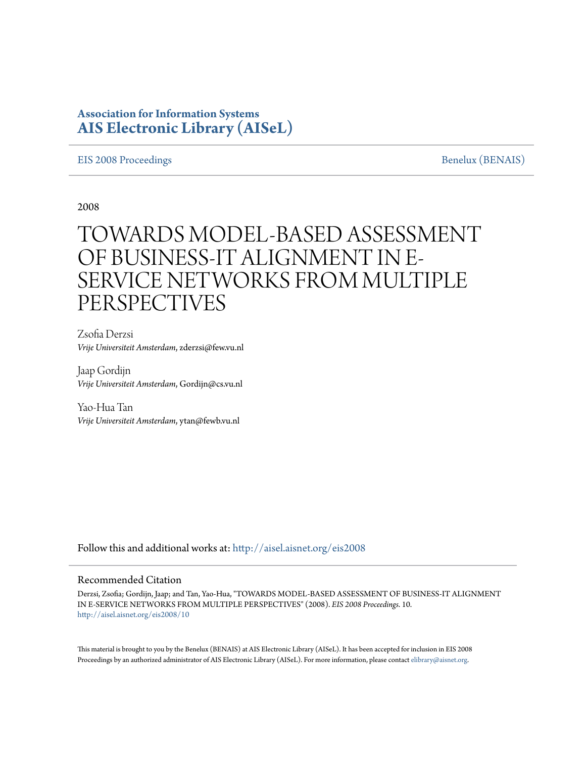**Association for Information Systems**
**AIS Electronic Library (AISeL)**

EIS 2008 Proceedings — Benelux (BENAIS)

2008

# TOWARDS MODEL-BASED ASSESSMENT OF BUSINESS-IT ALIGNMENT IN E-SERVICE NETWORKS FROM MULTIPLE PERSPECTIVES

Zsofia Derzsi
*Vrije Universiteit Amsterdam*, zderzsi@few.vu.nl

Jaap Gordijn
*Vrije Universiteit Amsterdam*, Gordijn@cs.vu.nl

Yao-Hua Tan
*Vrije Universiteit Amsterdam*, ytan@fewb.vu.nl

Follow this and additional works at: http://aisel.aisnet.org/eis2008

## Recommended Citation

Derzsi, Zsofia; Gordijn, Jaap; and Tan, Yao-Hua, "TOWARDS MODEL-BASED ASSESSMENT OF BUSINESS-IT ALIGNMENT IN E-SERVICE NETWORKS FROM MULTIPLE PERSPECTIVES" (2008). *EIS 2008 Proceedings*. 10.
http://aisel.aisnet.org/eis2008/10

This material is brought to you by the Benelux (BENAIS) at AIS Electronic Library (AISeL). It has been accepted for inclusion in EIS 2008 Proceedings by an authorized administrator of AIS Electronic Library (AISeL). For more information, please contact elibrary@aisnet.org.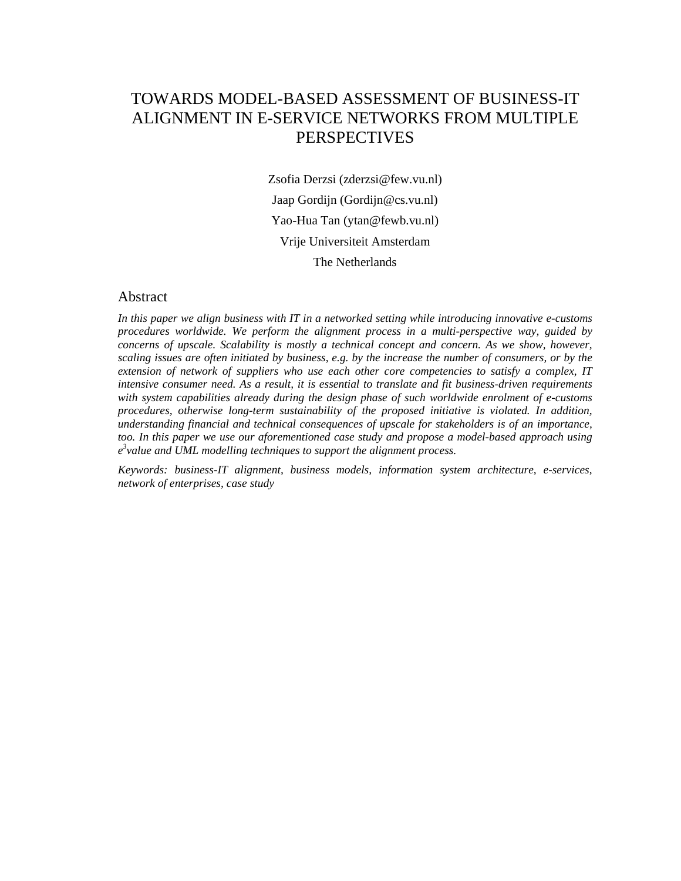# TOWARDS MODEL-BASED ASSESSMENT OF BUSINESS-IT ALIGNMENT IN E-SERVICE NETWORKS FROM MULTIPLE PERSPECTIVES

Zsofia Derzsi (zderzsi@few.vu.nl)

Jaap Gordijn (Gordijn@cs.vu.nl)

Yao-Hua Tan (ytan@fewb.vu.nl)

Vrije Universiteit Amsterdam

The Netherlands

## Abstract

*In this paper we align business with IT in a networked setting while introducing innovative e-customs procedures worldwide. We perform the alignment process in a multi-perspective way, guided by concerns of upscale. Scalability is mostly a technical concept and concern. As we show, however, scaling issues are often initiated by business, e.g. by the increase the number of consumers, or by the extension of network of suppliers who use each other core competencies to satisfy a complex, IT intensive consumer need. As a result, it is essential to translate and fit business-driven requirements with system capabilities already during the design phase of such worldwide enrolment of e-customs procedures, otherwise long-term sustainability of the proposed initiative is violated. In addition, understanding financial and technical consequences of upscale for stakeholders is of an importance, too. In this paper we use our aforementioned case study and propose a model-based approach using* $e^3$*value and UML modelling techniques to support the alignment process.*

*Keywords: business-IT alignment, business models, information system architecture, e-services, network of enterprises, case study*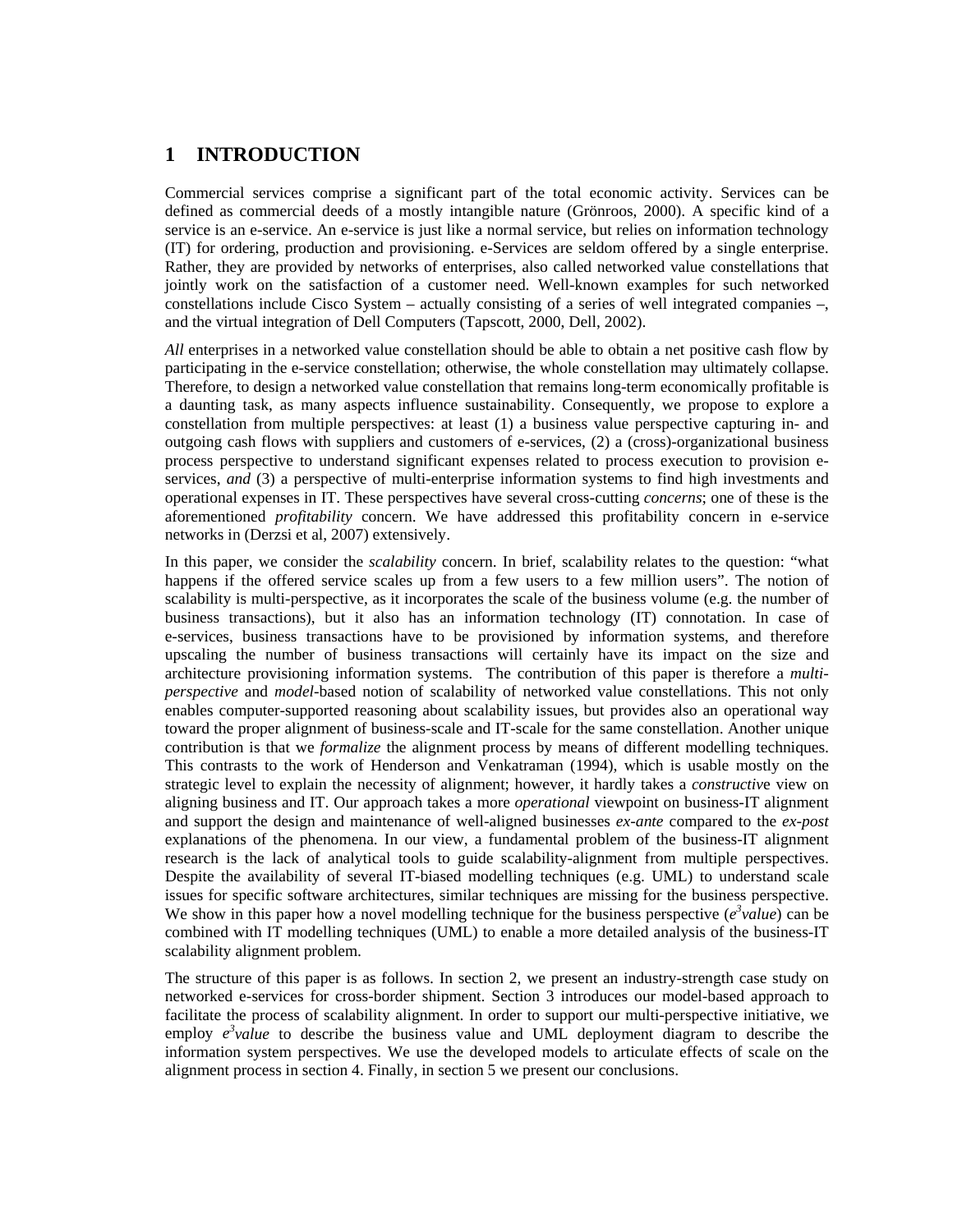# 1 INTRODUCTION

Commercial services comprise a significant part of the total economic activity. Services can be defined as commercial deeds of a mostly intangible nature (Grönroos, 2000). A specific kind of a service is an e-service. An e-service is just like a normal service, but relies on information technology (IT) for ordering, production and provisioning. e-Services are seldom offered by a single enterprise. Rather, they are provided by networks of enterprises, also called networked value constellations that jointly work on the satisfaction of a customer need. Well-known examples for such networked constellations include Cisco System – actually consisting of a series of well integrated companies –, and the virtual integration of Dell Computers (Tapscott, 2000, Dell, 2002).

*All* enterprises in a networked value constellation should be able to obtain a net positive cash flow by participating in the e-service constellation; otherwise, the whole constellation may ultimately collapse. Therefore, to design a networked value constellation that remains long-term economically profitable is a daunting task, as many aspects influence sustainability. Consequently, we propose to explore a constellation from multiple perspectives: at least (1) a business value perspective capturing in- and outgoing cash flows with suppliers and customers of e-services, (2) a (cross)-organizational business process perspective to understand significant expenses related to process execution to provision e-services, *and* (3) a perspective of multi-enterprise information systems to find high investments and operational expenses in IT. These perspectives have several cross-cutting *concerns*; one of these is the aforementioned *profitability* concern. We have addressed this profitability concern in e-service networks in (Derzsi et al, 2007) extensively.

In this paper, we consider the *scalability* concern. In brief, scalability relates to the question: "what happens if the offered service scales up from a few users to a few million users". The notion of scalability is multi-perspective, as it incorporates the scale of the business volume (e.g. the number of business transactions), but it also has an information technology (IT) connotation. In case of e-services, business transactions have to be provisioned by information systems, and therefore upscaling the number of business transactions will certainly have its impact on the size and architecture provisioning information systems. The contribution of this paper is therefore a *multi-perspective* and *model*-based notion of scalability of networked value constellations. This not only enables computer-supported reasoning about scalability issues, but provides also an operational way toward the proper alignment of business-scale and IT-scale for the same constellation. Another unique contribution is that we *formalize* the alignment process by means of different modelling techniques. This contrasts to the work of Henderson and Venkatraman (1994), which is usable mostly on the strategic level to explain the necessity of alignment; however, it hardly takes a *constructiv*e view on aligning business and IT. Our approach takes a more *operational* viewpoint on business-IT alignment and support the design and maintenance of well-aligned businesses *ex-ante* compared to the *ex-post* explanations of the phenomena. In our view, a fundamental problem of the business-IT alignment research is the lack of analytical tools to guide scalability-alignment from multiple perspectives. Despite the availability of several IT-biased modelling techniques (e.g. UML) to understand scale issues for specific software architectures, similar techniques are missing for the business perspective. We show in this paper how a novel modelling technique for the business perspective (*$e^3$value*) can be combined with IT modelling techniques (UML) to enable a more detailed analysis of the business-IT scalability alignment problem.

The structure of this paper is as follows. In section 2, we present an industry-strength case study on networked e-services for cross-border shipment. Section 3 introduces our model-based approach to facilitate the process of scalability alignment. In order to support our multi-perspective initiative, we employ *$e^3$value* to describe the business value and UML deployment diagram to describe the information system perspectives. We use the developed models to articulate effects of scale on the alignment process in section 4. Finally, in section 5 we present our conclusions.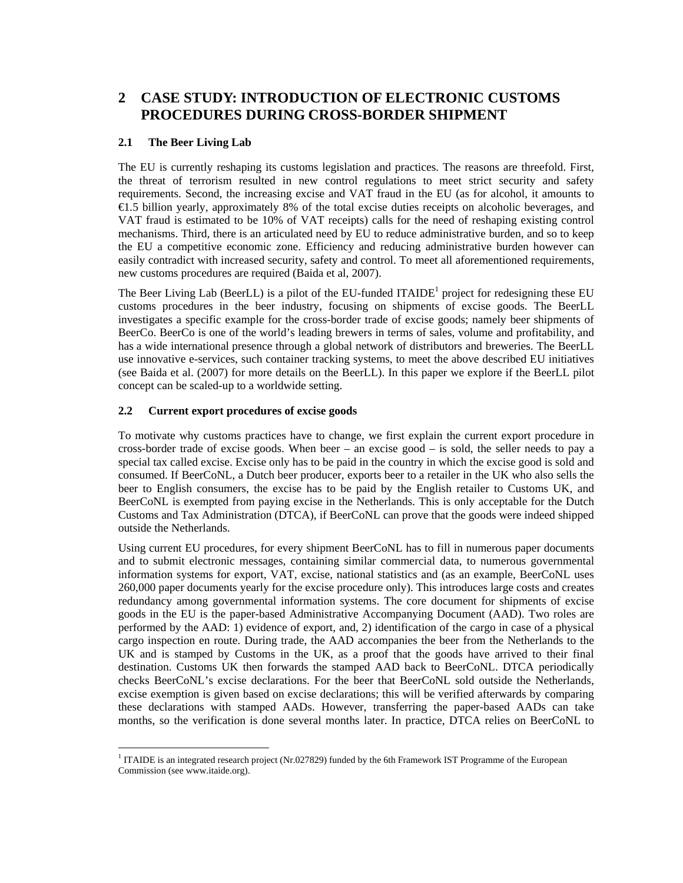# 2 CASE STUDY: INTRODUCTION OF ELECTRONIC CUSTOMS PROCEDURES DURING CROSS-BORDER SHIPMENT

## 2.1 The Beer Living Lab

The EU is currently reshaping its customs legislation and practices. The reasons are threefold. First, the threat of terrorism resulted in new control regulations to meet strict security and safety requirements. Second, the increasing excise and VAT fraud in the EU (as for alcohol, it amounts to €1.5 billion yearly, approximately 8% of the total excise duties receipts on alcoholic beverages, and VAT fraud is estimated to be 10% of VAT receipts) calls for the need of reshaping existing control mechanisms. Third, there is an articulated need by EU to reduce administrative burden, and so to keep the EU a competitive economic zone. Efficiency and reducing administrative burden however can easily contradict with increased security, safety and control. To meet all aforementioned requirements, new customs procedures are required (Baida et al, 2007).

The Beer Living Lab (BeerLL) is a pilot of the EU-funded ITAIDE[1] project for redesigning these EU customs procedures in the beer industry, focusing on shipments of excise goods. The BeerLL investigates a specific example for the cross-border trade of excise goods; namely beer shipments of BeerCo. BeerCo is one of the world's leading brewers in terms of sales, volume and profitability, and has a wide international presence through a global network of distributors and breweries. The BeerLL use innovative e-services, such container tracking systems, to meet the above described EU initiatives (see Baida et al. (2007) for more details on the BeerLL). In this paper we explore if the BeerLL pilot concept can be scaled-up to a worldwide setting.

## 2.2 Current export procedures of excise goods

To motivate why customs practices have to change, we first explain the current export procedure in cross-border trade of excise goods. When beer – an excise good – is sold, the seller needs to pay a special tax called excise. Excise only has to be paid in the country in which the excise good is sold and consumed. If BeerCoNL, a Dutch beer producer, exports beer to a retailer in the UK who also sells the beer to English consumers, the excise has to be paid by the English retailer to Customs UK, and BeerCoNL is exempted from paying excise in the Netherlands. This is only acceptable for the Dutch Customs and Tax Administration (DTCA), if BeerCoNL can prove that the goods were indeed shipped outside the Netherlands.

Using current EU procedures, for every shipment BeerCoNL has to fill in numerous paper documents and to submit electronic messages, containing similar commercial data, to numerous governmental information systems for export, VAT, excise, national statistics and (as an example, BeerCoNL uses 260,000 paper documents yearly for the excise procedure only). This introduces large costs and creates redundancy among governmental information systems. The core document for shipments of excise goods in the EU is the paper-based Administrative Accompanying Document (AAD). Two roles are performed by the AAD: 1) evidence of export, and, 2) identification of the cargo in case of a physical cargo inspection en route. During trade, the AAD accompanies the beer from the Netherlands to the UK and is stamped by Customs in the UK, as a proof that the goods have arrived to their final destination. Customs UK then forwards the stamped AAD back to BeerCoNL. DTCA periodically checks BeerCoNL's excise declarations. For the beer that BeerCoNL sold outside the Netherlands, excise exemption is given based on excise declarations; this will be verified afterwards by comparing these declarations with stamped AADs. However, transferring the paper-based AADs can take months, so the verification is done several months later. In practice, DTCA relies on BeerCoNL to

[1] ITAIDE is an integrated research project (Nr.027829) funded by the 6th Framework IST Programme of the European Commission (see www.itaide.org).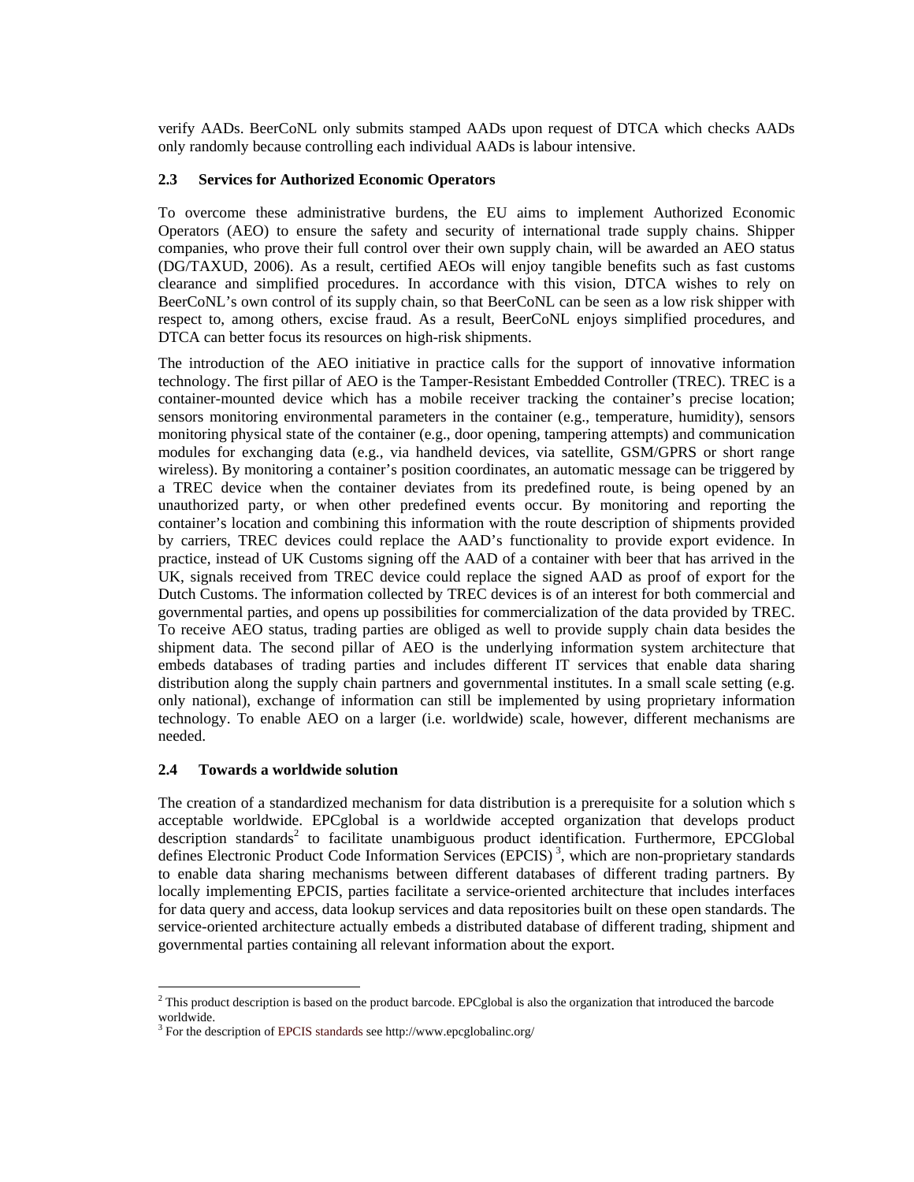verify AADs. BeerCoNL only submits stamped AADs upon request of DTCA which checks AADs only randomly because controlling each individual AADs is labour intensive.

### 2.3 Services for Authorized Economic Operators

To overcome these administrative burdens, the EU aims to implement Authorized Economic Operators (AEO) to ensure the safety and security of international trade supply chains. Shipper companies, who prove their full control over their own supply chain, will be awarded an AEO status (DG/TAXUD, 2006). As a result, certified AEOs will enjoy tangible benefits such as fast customs clearance and simplified procedures. In accordance with this vision, DTCA wishes to rely on BeerCoNL's own control of its supply chain, so that BeerCoNL can be seen as a low risk shipper with respect to, among others, excise fraud. As a result, BeerCoNL enjoys simplified procedures, and DTCA can better focus its resources on high-risk shipments.

The introduction of the AEO initiative in practice calls for the support of innovative information technology. The first pillar of AEO is the Tamper-Resistant Embedded Controller (TREC). TREC is a container-mounted device which has a mobile receiver tracking the container's precise location; sensors monitoring environmental parameters in the container (e.g., temperature, humidity), sensors monitoring physical state of the container (e.g., door opening, tampering attempts) and communication modules for exchanging data (e.g., via handheld devices, via satellite, GSM/GPRS or short range wireless). By monitoring a container's position coordinates, an automatic message can be triggered by a TREC device when the container deviates from its predefined route, is being opened by an unauthorized party, or when other predefined events occur. By monitoring and reporting the container's location and combining this information with the route description of shipments provided by carriers, TREC devices could replace the AAD's functionality to provide export evidence. In practice, instead of UK Customs signing off the AAD of a container with beer that has arrived in the UK, signals received from TREC device could replace the signed AAD as proof of export for the Dutch Customs. The information collected by TREC devices is of an interest for both commercial and governmental parties, and opens up possibilities for commercialization of the data provided by TREC. To receive AEO status, trading parties are obliged as well to provide supply chain data besides the shipment data. The second pillar of AEO is the underlying information system architecture that embeds databases of trading parties and includes different IT services that enable data sharing distribution along the supply chain partners and governmental institutes. In a small scale setting (e.g. only national), exchange of information can still be implemented by using proprietary information technology. To enable AEO on a larger (i.e. worldwide) scale, however, different mechanisms are needed.

### 2.4 Towards a worldwide solution

The creation of a standardized mechanism for data distribution is a prerequisite for a solution which s acceptable worldwide. EPCglobal is a worldwide accepted organization that develops product description standards[2] to facilitate unambiguous product identification. Furthermore, EPCGlobal defines Electronic Product Code Information Services (EPCIS) [3], which are non-proprietary standards to enable data sharing mechanisms between different databases of different trading partners. By locally implementing EPCIS, parties facilitate a service-oriented architecture that includes interfaces for data query and access, data lookup services and data repositories built on these open standards. The service-oriented architecture actually embeds a distributed database of different trading, shipment and governmental parties containing all relevant information about the export.

---

[2] This product description is based on the product barcode. EPCglobal is also the organization that introduced the barcode worldwide.

[3] For the description of EPCIS standards see http://www.epcglobalinc.org/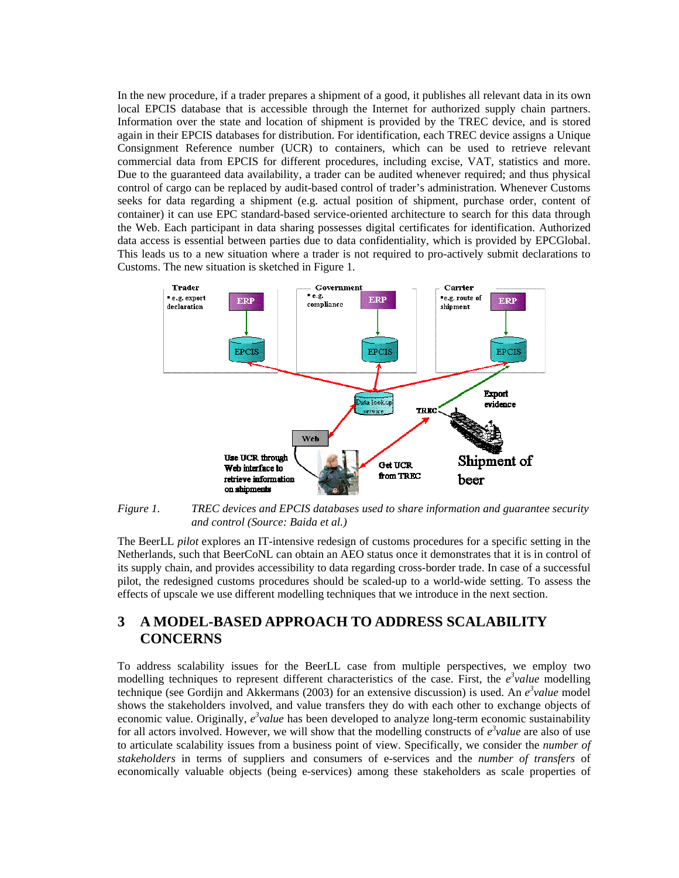In the new procedure, if a trader prepares a shipment of a good, it publishes all relevant data in its own local EPCIS database that is accessible through the Internet for authorized supply chain partners. Information over the state and location of shipment is provided by the TREC device, and is stored again in their EPCIS databases for distribution. For identification, each TREC device assigns a Unique Consignment Reference number (UCR) to containers, which can be used to retrieve relevant commercial data from EPCIS for different procedures, including excise, VAT, statistics and more. Due to the guaranteed data availability, a trader can be audited whenever required; and thus physical control of cargo can be replaced by audit-based control of trader's administration. Whenever Customs seeks for data regarding a shipment (e.g. actual position of shipment, purchase order, content of container) it can use EPC standard-based service-oriented architecture to search for this data through the Web. Each participant in data sharing possesses digital certificates for identification. Authorized data access is essential between parties due to data confidentiality, which is provided by EPCGlobal. This leads us to a new situation where a trader is not required to pro-actively submit declarations to Customs. The new situation is sketched in Figure 1.

*Figure 1.* *TREC devices and EPCIS databases used to share information and guarantee security and control (Source: Baida et al.)*

The BeerLL *pilot* explores an IT-intensive redesign of customs procedures for a specific setting in the Netherlands, such that BeerCoNL can obtain an AEO status once it demonstrates that it is in control of its supply chain, and provides accessibility to data regarding cross-border trade. In case of a successful pilot, the redesigned customs procedures should be scaled-up to a world-wide setting. To assess the effects of upscale we use different modelling techniques that we introduce in the next section.

## 3 A MODEL-BASED APPROACH TO ADDRESS SCALABILITY CONCERNS

To address scalability issues for the BeerLL case from multiple perspectives, we employ two modelling techniques to represent different characteristics of the case. First, the *e³value* modelling technique (see Gordijn and Akkermans (2003) for an extensive discussion) is used. An *e³value* model shows the stakeholders involved, and value transfers they do with each other to exchange objects of economic value. Originally, *e³value* has been developed to analyze long-term economic sustainability for all actors involved. However, we will show that the modelling constructs of *e³value* are also of use to articulate scalability issues from a business point of view. Specifically, we consider the *number of stakeholders* in terms of suppliers and consumers of e-services and the *number of transfers* of economically valuable objects (being e-services) among these stakeholders as scale properties of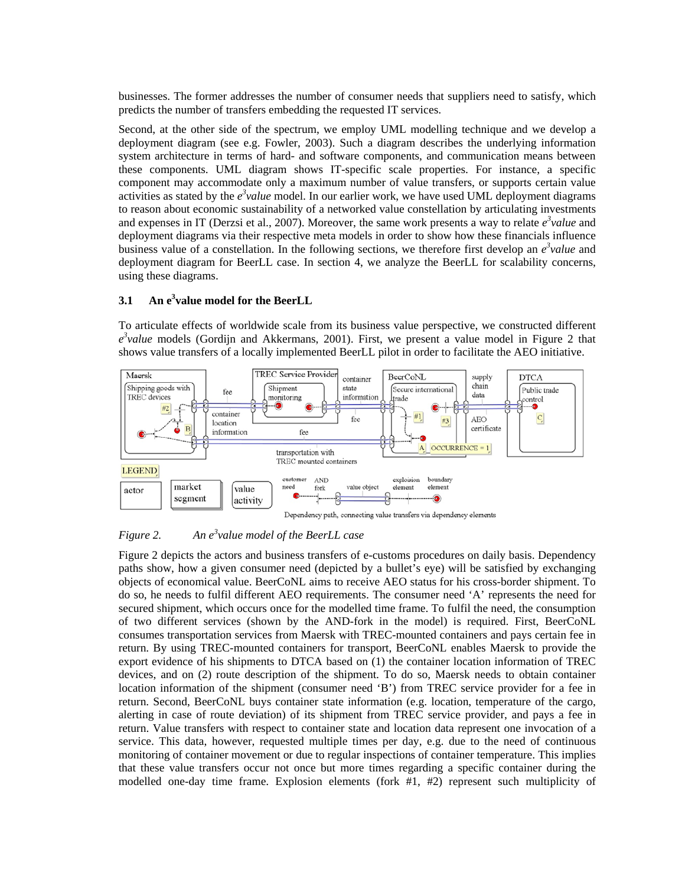businesses. The former addresses the number of consumer needs that suppliers need to satisfy, which predicts the number of transfers embedding the requested IT services.

Second, at the other side of the spectrum, we employ UML modelling technique and we develop a deployment diagram (see e.g. Fowler, 2003). Such a diagram describes the underlying information system architecture in terms of hard- and software components, and communication means between these components. UML diagram shows IT-specific scale properties. For instance, a specific component may accommodate only a maximum number of value transfers, or supports certain value activities as stated by the *e³value* model. In our earlier work, we have used UML deployment diagrams to reason about economic sustainability of a networked value constellation by articulating investments and expenses in IT (Derzsi et al., 2007). Moreover, the same work presents a way to relate *e³value* and deployment diagrams via their respective meta models in order to show how these financials influence business value of a constellation. In the following sections, we therefore first develop an *e³value* and deployment diagram for BeerLL case. In section 4, we analyze the BeerLL for scalability concerns, using these diagrams.

### 3.1 An e³value model for the BeerLL

To articulate effects of worldwide scale from its business value perspective, we constructed different *e³value* models (Gordijn and Akkermans, 2001). First, we present a value model in Figure 2 that shows value transfers of a locally implemented BeerLL pilot in order to facilitate the AEO initiative.

*Figure 2. An e³value model of the BeerLL case*

Figure 2 depicts the actors and business transfers of e-customs procedures on daily basis. Dependency paths show, how a given consumer need (depicted by a bullet's eye) will be satisfied by exchanging objects of economical value. BeerCoNL aims to receive AEO status for his cross-border shipment. To do so, he needs to fulfil different AEO requirements. The consumer need 'A' represents the need for secured shipment, which occurs once for the modelled time frame. To fulfil the need, the consumption of two different services (shown by the AND-fork in the model) is required. First, BeerCoNL consumes transportation services from Maersk with TREC-mounted containers and pays certain fee in return. By using TREC-mounted containers for transport, BeerCoNL enables Maersk to provide the export evidence of his shipments to DTCA based on (1) the container location information of TREC devices, and on (2) route description of the shipment. To do so, Maersk needs to obtain container location information of the shipment (consumer need 'B') from TREC service provider for a fee in return. Second, BeerCoNL buys container state information (e.g. location, temperature of the cargo, alerting in case of route deviation) of its shipment from TREC service provider, and pays a fee in return. Value transfers with respect to container state and location data represent one invocation of a service. This data, however, requested multiple times per day, e.g. due to the need of continuous monitoring of container movement or due to regular inspections of container temperature. This implies that these value transfers occur not once but more times regarding a specific container during the modelled one-day time frame. Explosion elements (fork #1, #2) represent such multiplicity of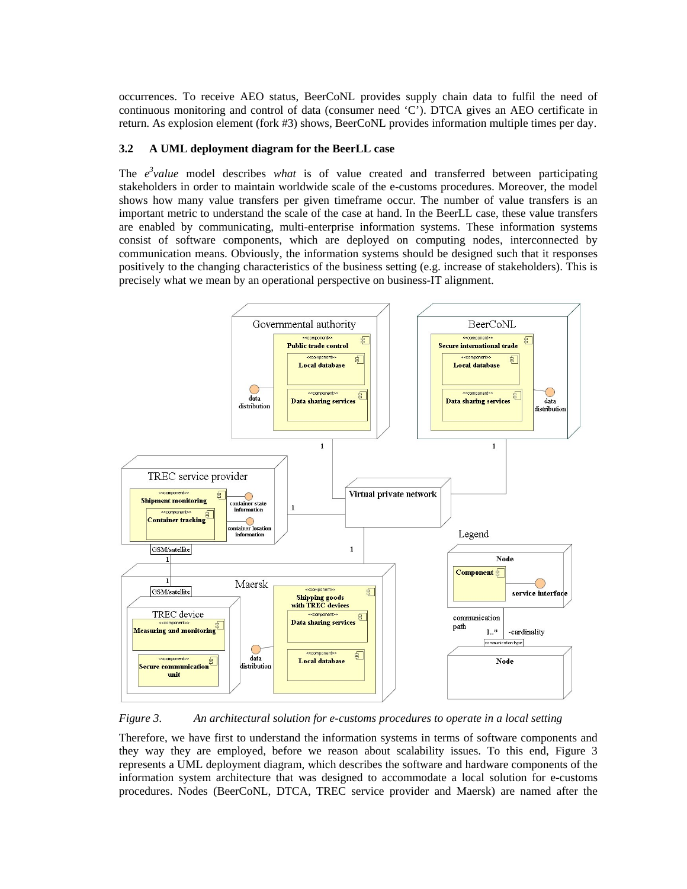occurrences. To receive AEO status, BeerCoNL provides supply chain data to fulfil the need of continuous monitoring and control of data (consumer need 'C'). DTCA gives an AEO certificate in return. As explosion element (fork #3) shows, BeerCoNL provides information multiple times per day.

### 3.2 A UML deployment diagram for the BeerLL case

The *e³value* model describes *what* is of value created and transferred between participating stakeholders in order to maintain worldwide scale of the e-customs procedures. Moreover, the model shows how many value transfers per given timeframe occur. The number of value transfers is an important metric to understand the scale of the case at hand. In the BeerLL case, these value transfers are enabled by communicating, multi-enterprise information systems. These information systems consist of software components, which are deployed on computing nodes, interconnected by communication means. Obviously, the information systems should be designed such that it responses positively to the changing characteristics of the business setting (e.g. increase of stakeholders). This is precisely what we mean by an operational perspective on business-IT alignment.

*Figure 3. An architectural solution for e-customs procedures to operate in a local setting*

Therefore, we have first to understand the information systems in terms of software components and they way they are employed, before we reason about scalability issues. To this end, Figure 3 represents a UML deployment diagram, which describes the software and hardware components of the information system architecture that was designed to accommodate a local solution for e-customs procedures. Nodes (BeerCoNL, DTCA, TREC service provider and Maersk) are named after the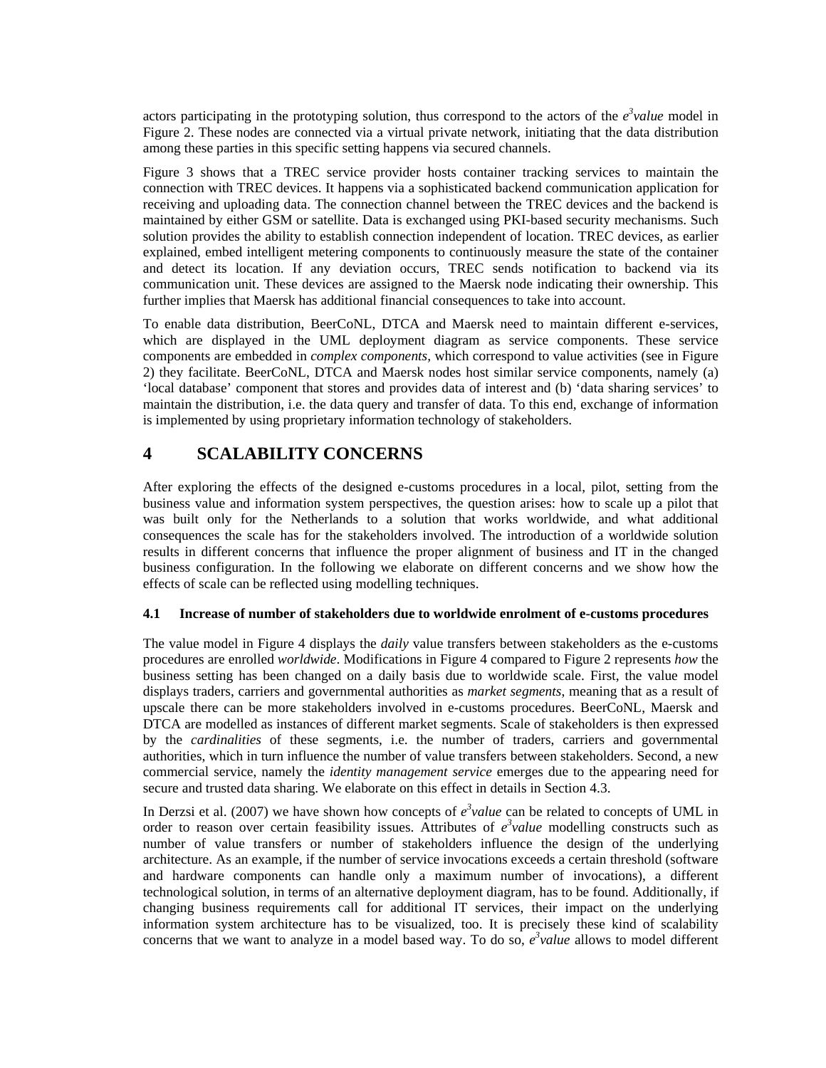actors participating in the prototyping solution, thus correspond to the actors of the *e³value* model in Figure 2. These nodes are connected via a virtual private network, initiating that the data distribution among these parties in this specific setting happens via secured channels.

Figure 3 shows that a TREC service provider hosts container tracking services to maintain the connection with TREC devices. It happens via a sophisticated backend communication application for receiving and uploading data. The connection channel between the TREC devices and the backend is maintained by either GSM or satellite. Data is exchanged using PKI-based security mechanisms. Such solution provides the ability to establish connection independent of location. TREC devices, as earlier explained, embed intelligent metering components to continuously measure the state of the container and detect its location. If any deviation occurs, TREC sends notification to backend via its communication unit. These devices are assigned to the Maersk node indicating their ownership. This further implies that Maersk has additional financial consequences to take into account.

To enable data distribution, BeerCoNL, DTCA and Maersk need to maintain different e-services, which are displayed in the UML deployment diagram as service components. These service components are embedded in *complex components*, which correspond to value activities (see in Figure 2) they facilitate. BeerCoNL, DTCA and Maersk nodes host similar service components, namely (a) 'local database' component that stores and provides data of interest and (b) 'data sharing services' to maintain the distribution, i.e. the data query and transfer of data. To this end, exchange of information is implemented by using proprietary information technology of stakeholders.

# 4 SCALABILITY CONCERNS

After exploring the effects of the designed e-customs procedures in a local, pilot, setting from the business value and information system perspectives, the question arises: how to scale up a pilot that was built only for the Netherlands to a solution that works worldwide, and what additional consequences the scale has for the stakeholders involved. The introduction of a worldwide solution results in different concerns that influence the proper alignment of business and IT in the changed business configuration. In the following we elaborate on different concerns and we show how the effects of scale can be reflected using modelling techniques.

### 4.1 Increase of number of stakeholders due to worldwide enrolment of e-customs procedures

The value model in Figure 4 displays the *daily* value transfers between stakeholders as the e-customs procedures are enrolled *worldwide*. Modifications in Figure 4 compared to Figure 2 represents *how* the business setting has been changed on a daily basis due to worldwide scale. First, the value model displays traders, carriers and governmental authorities as *market segments*, meaning that as a result of upscale there can be more stakeholders involved in e-customs procedures. BeerCoNL, Maersk and DTCA are modelled as instances of different market segments. Scale of stakeholders is then expressed by the *cardinalities* of these segments, i.e. the number of traders, carriers and governmental authorities, which in turn influence the number of value transfers between stakeholders. Second, a new commercial service, namely the *identity management service* emerges due to the appearing need for secure and trusted data sharing. We elaborate on this effect in details in Section 4.3.

In Derzsi et al. (2007) we have shown how concepts of *e³value* can be related to concepts of UML in order to reason over certain feasibility issues. Attributes of *e³value* modelling constructs such as number of value transfers or number of stakeholders influence the design of the underlying architecture. As an example, if the number of service invocations exceeds a certain threshold (software and hardware components can handle only a maximum number of invocations), a different technological solution, in terms of an alternative deployment diagram, has to be found. Additionally, if changing business requirements call for additional IT services, their impact on the underlying information system architecture has to be visualized, too. It is precisely these kind of scalability concerns that we want to analyze in a model based way. To do so, *e³value* allows to model different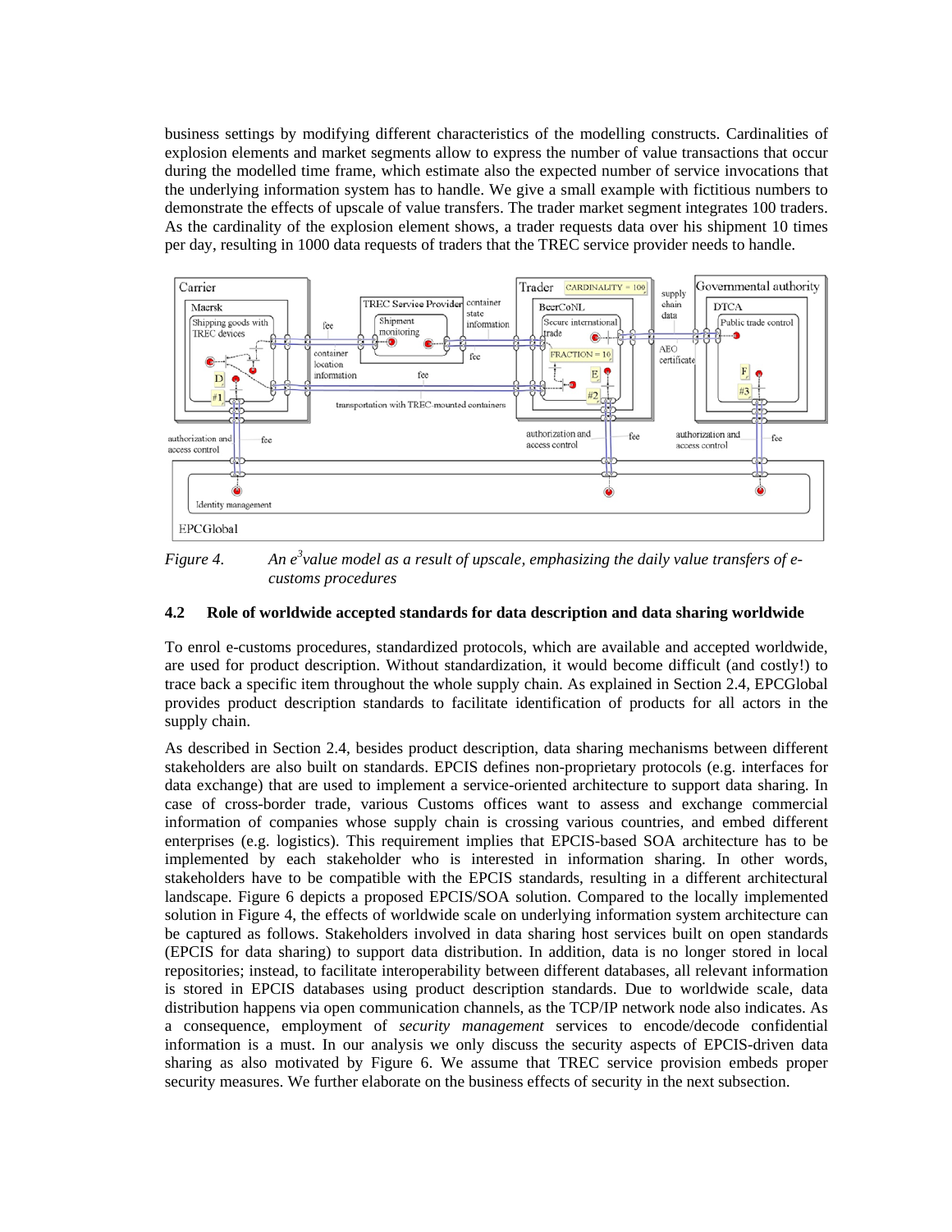business settings by modifying different characteristics of the modelling constructs. Cardinalities of explosion elements and market segments allow to express the number of value transactions that occur during the modelled time frame, which estimate also the expected number of service invocations that the underlying information system has to handle. We give a small example with fictitious numbers to demonstrate the effects of upscale of value transfers. The trader market segment integrates 100 traders. As the cardinality of the explosion element shows, a trader requests data over his shipment 10 times per day, resulting in 1000 data requests of traders that the TREC service provider needs to handle.

*Figure 4. An $e^3$value model as a result of upscale, emphasizing the daily value transfers of e-customs procedures*

### 4.2 Role of worldwide accepted standards for data description and data sharing worldwide

To enrol e-customs procedures, standardized protocols, which are available and accepted worldwide, are used for product description. Without standardization, it would become difficult (and costly!) to trace back a specific item throughout the whole supply chain. As explained in Section 2.4, EPCGlobal provides product description standards to facilitate identification of products for all actors in the supply chain.

As described in Section 2.4, besides product description, data sharing mechanisms between different stakeholders are also built on standards. EPCIS defines non-proprietary protocols (e.g. interfaces for data exchange) that are used to implement a service-oriented architecture to support data sharing. In case of cross-border trade, various Customs offices want to assess and exchange commercial information of companies whose supply chain is crossing various countries, and embed different enterprises (e.g. logistics). This requirement implies that EPCIS-based SOA architecture has to be implemented by each stakeholder who is interested in information sharing. In other words, stakeholders have to be compatible with the EPCIS standards, resulting in a different architectural landscape. Figure 6 depicts a proposed EPCIS/SOA solution. Compared to the locally implemented solution in Figure 4, the effects of worldwide scale on underlying information system architecture can be captured as follows. Stakeholders involved in data sharing host services built on open standards (EPCIS for data sharing) to support data distribution. In addition, data is no longer stored in local repositories; instead, to facilitate interoperability between different databases, all relevant information is stored in EPCIS databases using product description standards. Due to worldwide scale, data distribution happens via open communication channels, as the TCP/IP network node also indicates. As a consequence, employment of *security management* services to encode/decode confidential information is a must. In our analysis we only discuss the security aspects of EPCIS-driven data sharing as also motivated by Figure 6. We assume that TREC service provision embeds proper security measures. We further elaborate on the business effects of security in the next subsection.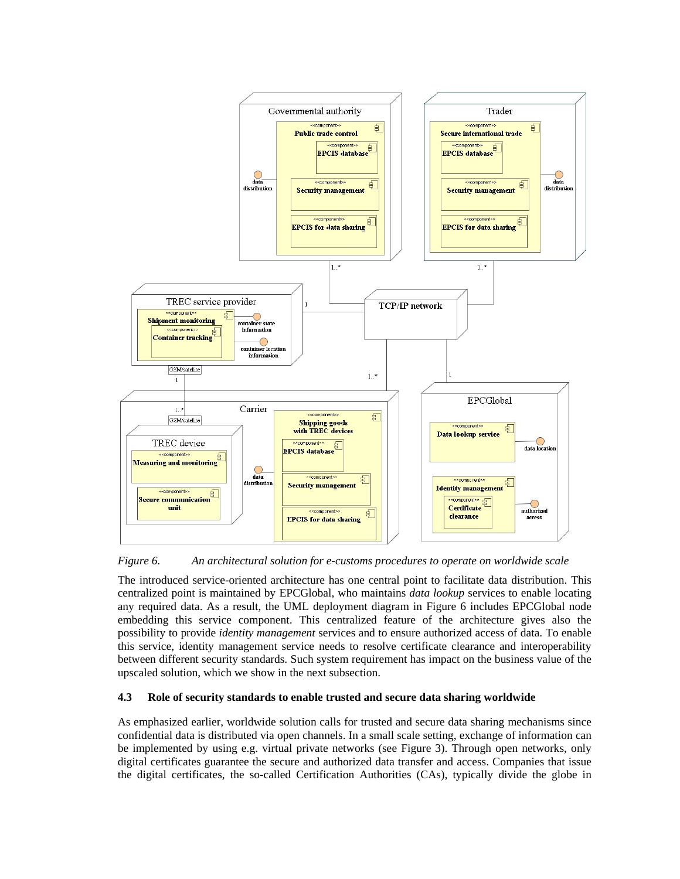*Figure 6. An architectural solution for e-customs procedures to operate on worldwide scale*

The introduced service-oriented architecture has one central point to facilitate data distribution. This centralized point is maintained by EPCGlobal, who maintains *data lookup* services to enable locating any required data. As a result, the UML deployment diagram in Figure 6 includes EPCGlobal node embedding this service component. This centralized feature of the architecture gives also the possibility to provide *identity management* services and to ensure authorized access of data. To enable this service, identity management service needs to resolve certificate clearance and interoperability between different security standards. Such system requirement has impact on the business value of the upscaled solution, which we show in the next subsection.

### 4.3 Role of security standards to enable trusted and secure data sharing worldwide

As emphasized earlier, worldwide solution calls for trusted and secure data sharing mechanisms since confidential data is distributed via open channels. In a small scale setting, exchange of information can be implemented by using e.g. virtual private networks (see Figure 3). Through open networks, only digital certificates guarantee the secure and authorized data transfer and access. Companies that issue the digital certificates, the so-called Certification Authorities (CAs), typically divide the globe in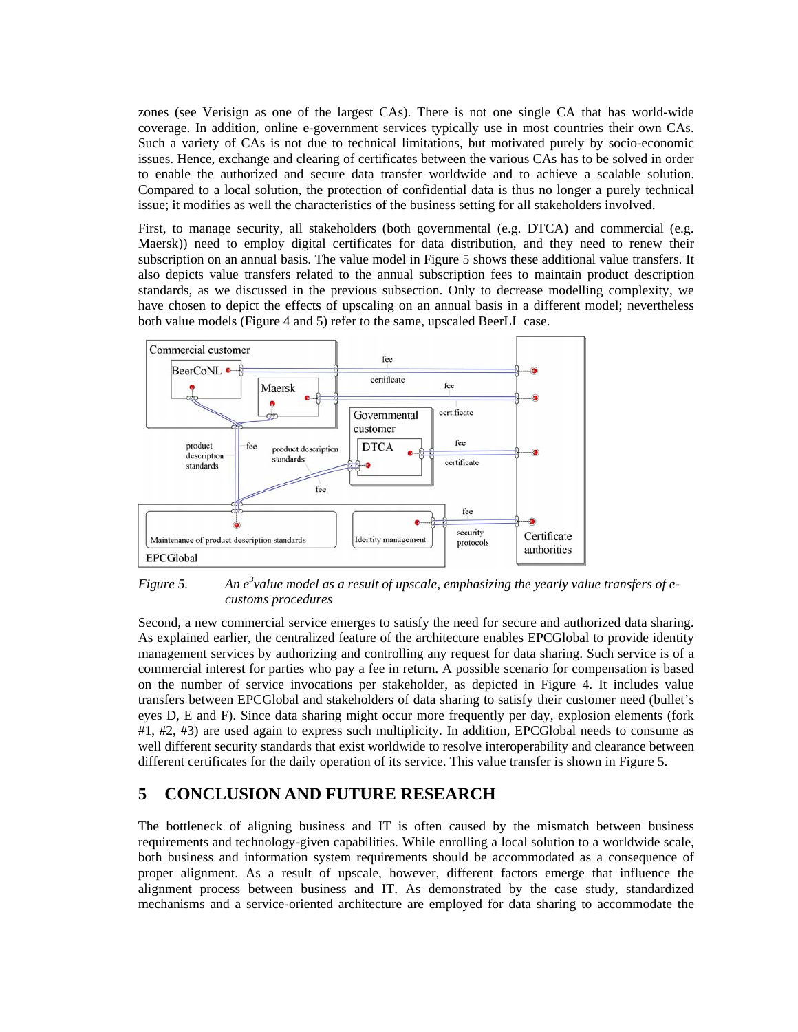zones (see Verisign as one of the largest CAs). There is not one single CA that has world-wide coverage. In addition, online e-government services typically use in most countries their own CAs. Such a variety of CAs is not due to technical limitations, but motivated purely by socio-economic issues. Hence, exchange and clearing of certificates between the various CAs has to be solved in order to enable the authorized and secure data transfer worldwide and to achieve a scalable solution. Compared to a local solution, the protection of confidential data is thus no longer a purely technical issue; it modifies as well the characteristics of the business setting for all stakeholders involved.

First, to manage security, all stakeholders (both governmental (e.g. DTCA) and commercial (e.g. Maersk)) need to employ digital certificates for data distribution, and they need to renew their subscription on an annual basis. The value model in Figure 5 shows these additional value transfers. It also depicts value transfers related to the annual subscription fees to maintain product description standards, as we discussed in the previous subsection. Only to decrease modelling complexity, we have chosen to depict the effects of upscaling on an annual basis in a different model; nevertheless both value models (Figure 4 and 5) refer to the same, upscaled BeerLL case.

*Figure 5. An $e^3$value model as a result of upscale, emphasizing the yearly value transfers of e-customs procedures*

Second, a new commercial service emerges to satisfy the need for secure and authorized data sharing. As explained earlier, the centralized feature of the architecture enables EPCGlobal to provide identity management services by authorizing and controlling any request for data sharing. Such service is of a commercial interest for parties who pay a fee in return. A possible scenario for compensation is based on the number of service invocations per stakeholder, as depicted in Figure 4. It includes value transfers between EPCGlobal and stakeholders of data sharing to satisfy their customer need (bullet's eyes D, E and F). Since data sharing might occur more frequently per day, explosion elements (fork #1, #2, #3) are used again to express such multiplicity. In addition, EPCGlobal needs to consume as well different security standards that exist worldwide to resolve interoperability and clearance between different certificates for the daily operation of its service. This value transfer is shown in Figure 5.

## 5 CONCLUSION AND FUTURE RESEARCH

The bottleneck of aligning business and IT is often caused by the mismatch between business requirements and technology-given capabilities. While enrolling a local solution to a worldwide scale, both business and information system requirements should be accommodated as a consequence of proper alignment. As a result of upscale, however, different factors emerge that influence the alignment process between business and IT. As demonstrated by the case study, standardized mechanisms and a service-oriented architecture are employed for data sharing to accommodate the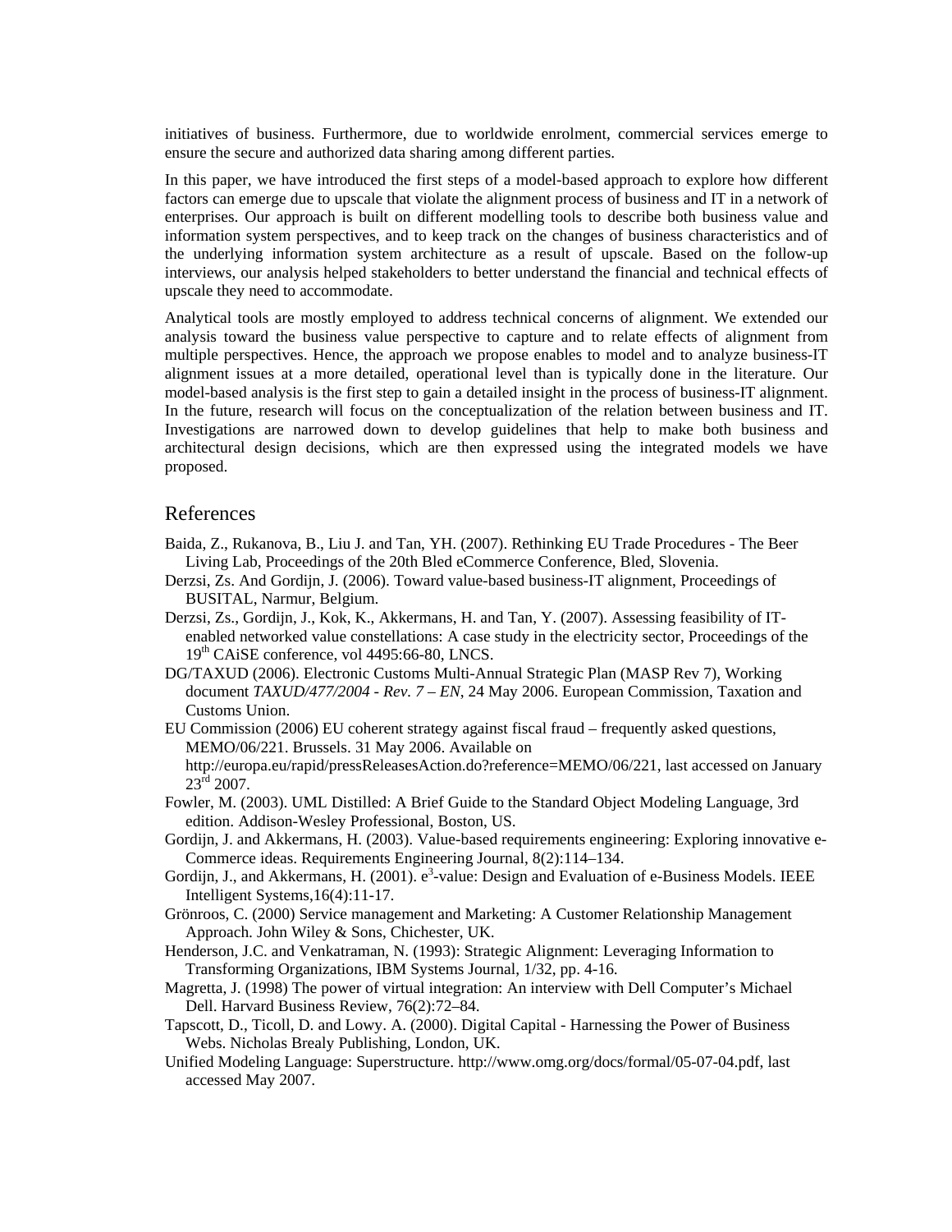initiatives of business. Furthermore, due to worldwide enrolment, commercial services emerge to ensure the secure and authorized data sharing among different parties.

In this paper, we have introduced the first steps of a model-based approach to explore how different factors can emerge due to upscale that violate the alignment process of business and IT in a network of enterprises. Our approach is built on different modelling tools to describe both business value and information system perspectives, and to keep track on the changes of business characteristics and of the underlying information system architecture as a result of upscale. Based on the follow-up interviews, our analysis helped stakeholders to better understand the financial and technical effects of upscale they need to accommodate.

Analytical tools are mostly employed to address technical concerns of alignment. We extended our analysis toward the business value perspective to capture and to relate effects of alignment from multiple perspectives. Hence, the approach we propose enables to model and to analyze business-IT alignment issues at a more detailed, operational level than is typically done in the literature. Our model-based analysis is the first step to gain a detailed insight in the process of business-IT alignment. In the future, research will focus on the conceptualization of the relation between business and IT. Investigations are narrowed down to develop guidelines that help to make both business and architectural design decisions, which are then expressed using the integrated models we have proposed.

## References

Baida, Z., Rukanova, B., Liu J. and Tan, YH. (2007). Rethinking EU Trade Procedures - The Beer Living Lab, Proceedings of the 20th Bled eCommerce Conference, Bled, Slovenia.

Derzsi, Zs. And Gordijn, J. (2006). Toward value-based business-IT alignment, Proceedings of BUSITAL, Narmur, Belgium.

Derzsi, Zs., Gordijn, J., Kok, K., Akkermans, H. and Tan, Y. (2007). Assessing feasibility of IT-enabled networked value constellations: A case study in the electricity sector, Proceedings of the 19th CAiSE conference, vol 4495:66-80, LNCS.

DG/TAXUD (2006). Electronic Customs Multi-Annual Strategic Plan (MASP Rev 7), Working document *TAXUD/477/2004 - Rev. 7 – EN*, 24 May 2006. European Commission, Taxation and Customs Union.

EU Commission (2006) EU coherent strategy against fiscal fraud – frequently asked questions, MEMO/06/221. Brussels. 31 May 2006. Available on http://europa.eu/rapid/pressReleasesAction.do?reference=MEMO/06/221, last accessed on January 23rd 2007.

Fowler, M. (2003). UML Distilled: A Brief Guide to the Standard Object Modeling Language, 3rd edition. Addison-Wesley Professional, Boston, US.

Gordijn, J. and Akkermans, H. (2003). Value-based requirements engineering: Exploring innovative e-Commerce ideas. Requirements Engineering Journal, 8(2):114–134.

Gordijn, J., and Akkermans, H. (2001). $e^3$-value: Design and Evaluation of e-Business Models. IEEE Intelligent Systems,16(4):11-17.

Grönroos, C. (2000) Service management and Marketing: A Customer Relationship Management Approach. John Wiley & Sons, Chichester, UK.

Henderson, J.C. and Venkatraman, N. (1993): Strategic Alignment: Leveraging Information to Transforming Organizations, IBM Systems Journal, 1/32, pp. 4-16.

Magretta, J. (1998) The power of virtual integration: An interview with Dell Computer's Michael Dell. Harvard Business Review, 76(2):72–84.

Tapscott, D., Ticoll, D. and Lowy. A. (2000). Digital Capital - Harnessing the Power of Business Webs. Nicholas Brealy Publishing, London, UK.

Unified Modeling Language: Superstructure. http://www.omg.org/docs/formal/05-07-04.pdf, last accessed May 2007.